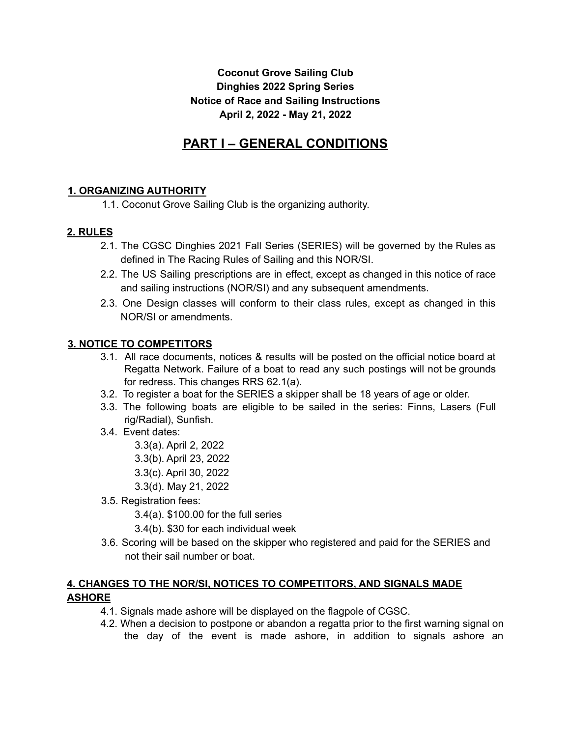**Coconut Grove Sailing Club**
**Dinghies 2022 Spring Series**
**Notice of Race and Sailing Instructions**
**April 2, 2022 - May 21, 2022**

# PART I – GENERAL CONDITIONS

## 1. ORGANIZING AUTHORITY

1.1. Coconut Grove Sailing Club is the organizing authority.

## 2. RULES

2.1. The CGSC Dinghies 2021 Fall Series (SERIES) will be governed by the Rules as defined in The Racing Rules of Sailing and this NOR/SI.

2.2. The US Sailing prescriptions are in effect, except as changed in this notice of race and sailing instructions (NOR/SI) and any subsequent amendments.

2.3. One Design classes will conform to their class rules, except as changed in this NOR/SI or amendments.

## 3. NOTICE TO COMPETITORS

3.1. All race documents, notices & results will be posted on the official notice board at Regatta Network. Failure of a boat to read any such postings will not be grounds for redress. This changes RRS 62.1(a).

3.2. To register a boat for the SERIES a skipper shall be 18 years of age or older.

3.3. The following boats are eligible to be sailed in the series: Finns, Lasers (Full rig/Radial), Sunfish.

3.4. Event dates:

- 3.3(a). April 2, 2022
- 3.3(b). April 23, 2022
- 3.3(c). April 30, 2022
- 3.3(d). May 21, 2022

3.5. Registration fees:

- 3.4(a). $100.00 for the full series
- 3.4(b). $30 for each individual week

3.6. Scoring will be based on the skipper who registered and paid for the SERIES and not their sail number or boat.

## 4. CHANGES TO THE NOR/SI, NOTICES TO COMPETITORS, AND SIGNALS MADE ASHORE

4.1. Signals made ashore will be displayed on the flagpole of CGSC.

4.2. When a decision to postpone or abandon a regatta prior to the first warning signal on the day of the event is made ashore, in addition to signals ashore an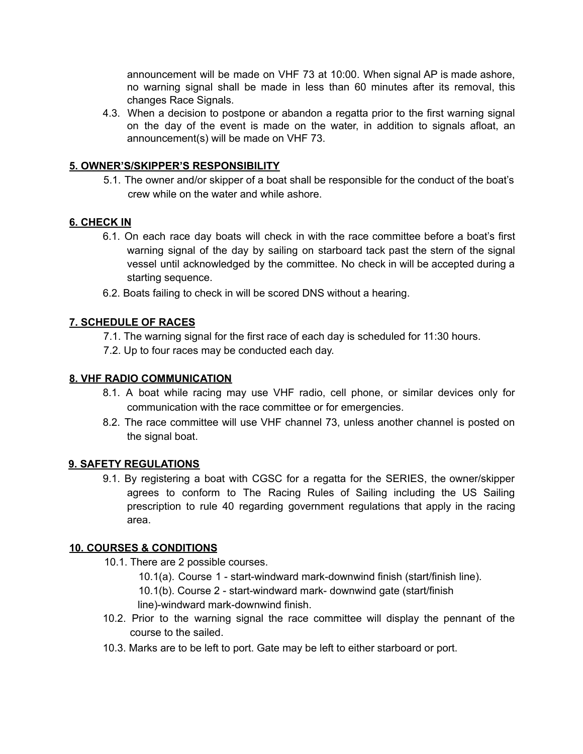announcement will be made on VHF 73 at 10:00. When signal AP is made ashore, no warning signal shall be made in less than 60 minutes after its removal, this changes Race Signals.

4.3. When a decision to postpone or abandon a regatta prior to the first warning signal on the day of the event is made on the water, in addition to signals afloat, an announcement(s) will be made on VHF 73.

## 5. OWNER'S/SKIPPER'S RESPONSIBILITY

5.1. The owner and/or skipper of a boat shall be responsible for the conduct of the boat's crew while on the water and while ashore.

## 6. CHECK IN

6.1. On each race day boats will check in with the race committee before a boat's first warning signal of the day by sailing on starboard tack past the stern of the signal vessel until acknowledged by the committee. No check in will be accepted during a starting sequence.

6.2. Boats failing to check in will be scored DNS without a hearing.

## 7. SCHEDULE OF RACES

7.1. The warning signal for the first race of each day is scheduled for 11:30 hours.

7.2. Up to four races may be conducted each day.

## 8. VHF RADIO COMMUNICATION

8.1. A boat while racing may use VHF radio, cell phone, or similar devices only for communication with the race committee or for emergencies.

8.2. The race committee will use VHF channel 73, unless another channel is posted on the signal boat.

## 9. SAFETY REGULATIONS

9.1. By registering a boat with CGSC for a regatta for the SERIES, the owner/skipper agrees to conform to The Racing Rules of Sailing including the US Sailing prescription to rule 40 regarding government regulations that apply in the racing area.

## 10. COURSES & CONDITIONS

10.1. There are 2 possible courses.

10.1(a). Course 1 - start-windward mark-downwind finish (start/finish line).

10.1(b). Course 2 - start-windward mark- downwind gate (start/finish line)-windward mark-downwind finish.

10.2. Prior to the warning signal the race committee will display the pennant of the course to the sailed.

10.3. Marks are to be left to port. Gate may be left to either starboard or port.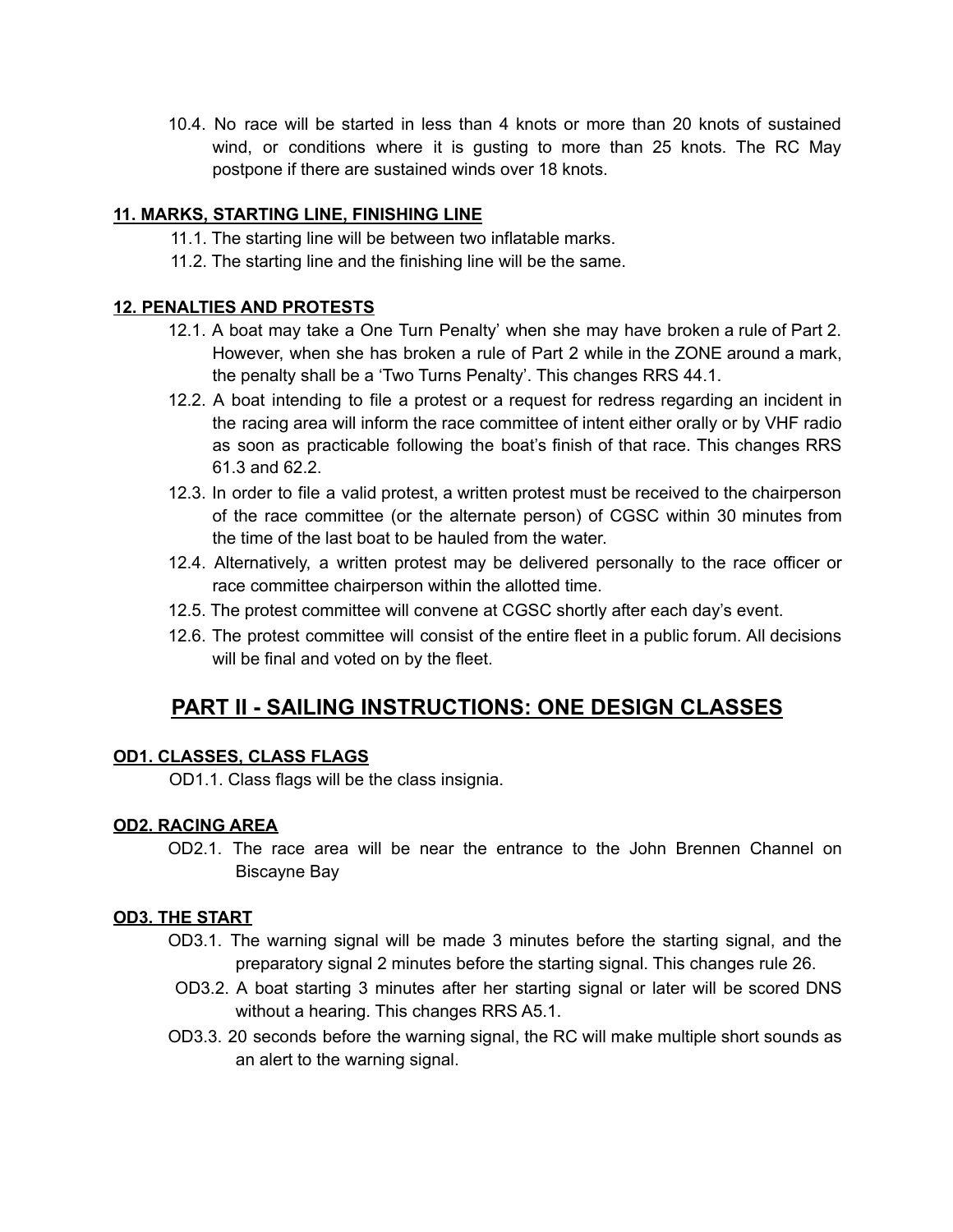10.4. No race will be started in less than 4 knots or more than 20 knots of sustained wind, or conditions where it is gusting to more than 25 knots. The RC May postpone if there are sustained winds over 18 knots.

**11. MARKS, STARTING LINE, FINISHING LINE**

11.1. The starting line will be between two inflatable marks.

11.2. The starting line and the finishing line will be the same.

**12. PENALTIES AND PROTESTS**

12.1. A boat may take a One Turn Penalty' when she may have broken a rule of Part 2. However, when she has broken a rule of Part 2 while in the ZONE around a mark, the penalty shall be a 'Two Turns Penalty'. This changes RRS 44.1.

12.2. A boat intending to file a protest or a request for redress regarding an incident in the racing area will inform the race committee of intent either orally or by VHF radio as soon as practicable following the boat's finish of that race. This changes RRS 61.3 and 62.2.

12.3. In order to file a valid protest, a written protest must be received to the chairperson of the race committee (or the alternate person) of CGSC within 30 minutes from the time of the last boat to be hauled from the water.

12.4. Alternatively, a written protest may be delivered personally to the race officer or race committee chairperson within the allotted time.

12.5. The protest committee will convene at CGSC shortly after each day's event.

12.6. The protest committee will consist of the entire fleet in a public forum. All decisions will be final and voted on by the fleet.

# PART II - SAILING INSTRUCTIONS: ONE DESIGN CLASSES

**OD1. CLASSES, CLASS FLAGS**

OD1.1. Class flags will be the class insignia.

**OD2. RACING AREA**

OD2.1. The race area will be near the entrance to the John Brennen Channel on Biscayne Bay

**OD3. THE START**

OD3.1. The warning signal will be made 3 minutes before the starting signal, and the preparatory signal 2 minutes before the starting signal. This changes rule 26.

OD3.2. A boat starting 3 minutes after her starting signal or later will be scored DNS without a hearing. This changes RRS A5.1.

OD3.3. 20 seconds before the warning signal, the RC will make multiple short sounds as an alert to the warning signal.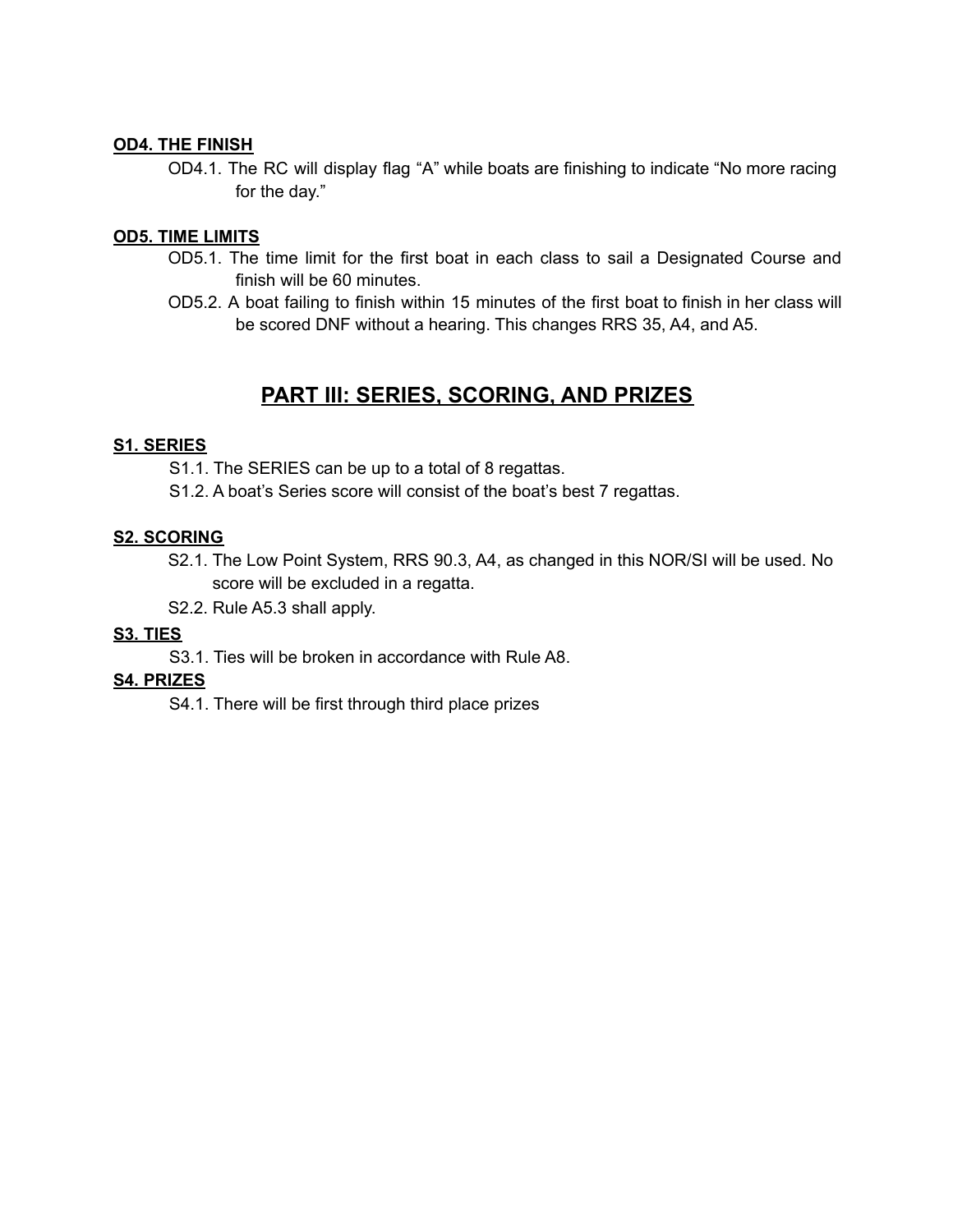**OD4. THE FINISH**

OD4.1. The RC will display flag “A” while boats are finishing to indicate “No more racing for the day.”

**OD5. TIME LIMITS**

OD5.1. The time limit for the first boat in each class to sail a Designated Course and finish will be 60 minutes.

OD5.2. A boat failing to finish within 15 minutes of the first boat to finish in her class will be scored DNF without a hearing. This changes RRS 35, A4, and A5.

## PART III: SERIES, SCORING, AND PRIZES

**S1. SERIES**

S1.1. The SERIES can be up to a total of 8 regattas.

S1.2. A boat’s Series score will consist of the boat’s best 7 regattas.

**S2. SCORING**

S2.1. The Low Point System, RRS 90.3, A4, as changed in this NOR/SI will be used. No score will be excluded in a regatta.

S2.2. Rule A5.3 shall apply.

**S3. TIES**

S3.1. Ties will be broken in accordance with Rule A8.

**S4. PRIZES**

S4.1. There will be first through third place prizes